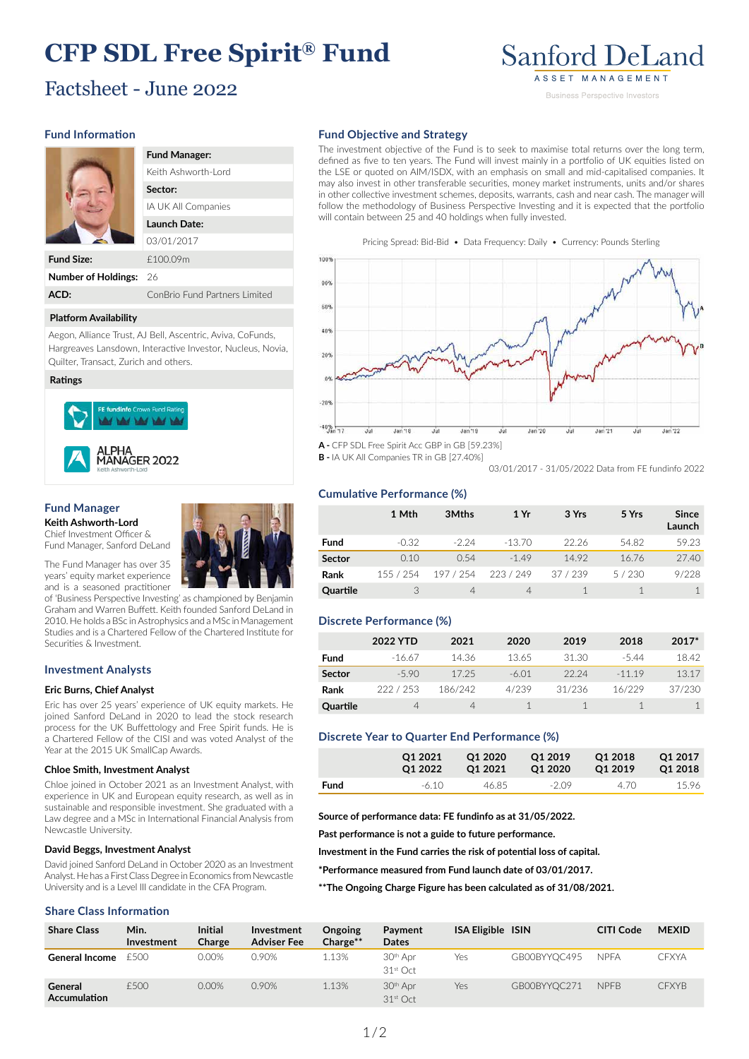# CFP SDL Free Spirit® Fund

## Factsheet - June 2022

Sanford DeLand
ASSET MANAGEMENT
Business Perspective Investors

### Fund Information

| | |
|---|---|
| **Fund Manager:** | Keith Ashworth-Lord |
| **Sector:** | IA UK All Companies |
| **Launch Date:** | 03/01/2017 |
| **Fund Size:** | £100.09m |
| **Number of Holdings:** | 26 |
| **ACD:** | ConBrio Fund Partners Limited |

**Platform Availability**

Aegon, Alliance Trust, AJ Bell, Ascentric, Aviva, CoFunds, Hargreaves Lansdown, Interactive Investor, Nucleus, Novia, Quilter, Transact, Zurich and others.

**Ratings**

FE fundinfo Crown Fund Rating

ALPHA MANAGER 2022 Keith Ashworth-Lord

### Fund Manager

**Keith Ashworth-Lord**
Chief Investment Officer & Fund Manager, Sanford DeLand

The Fund Manager has over 35 years' equity market experience and is a seasoned practitioner of 'Business Perspective Investing' as championed by Benjamin Graham and Warren Buffett. Keith founded Sanford DeLand in 2010. He holds a BSc in Astrophysics and a MSc in Management Studies and is a Chartered Fellow of the Chartered Institute for Securities & Investment.

### Investment Analysts

**Eric Burns, Chief Analyst**

Eric has over 25 years' experience of UK equity markets. He joined Sanford DeLand in 2020 to lead the stock research process for the UK Buffettology and Free Spirit funds. He is a Chartered Fellow of the CISI and was voted Analyst of the Year at the 2015 UK SmallCap Awards.

**Chloe Smith, Investment Analyst**

Chloe joined in October 2021 as an Investment Analyst, with experience in UK and European equity research, as well as in sustainable and responsible investment. She graduated with a Law degree and a MSc in International Financial Analysis from Newcastle University.

**David Beggs, Investment Analyst**

David joined Sanford DeLand in October 2020 as an Investment Analyst. He has a First Class Degree in Economics from Newcastle University and is a Level III candidate in the CFA Program.

### Fund Objective and Strategy

The investment objective of the Fund is to seek to maximise total returns over the long term, defined as five to ten years. The Fund will invest mainly in a portfolio of UK equities listed on the LSE or quoted on AIM/ISDX, with an emphasis on small and mid-capitalised companies. It may also invest in other transferable securities, money market instruments, units and/or shares in other collective investment schemes, deposits, warrants, cash and near cash. The manager will follow the methodology of Business Perspective Investing and it is expected that the portfolio will contain between 25 and 40 holdings when fully invested.

Pricing Spread: Bid-Bid • Data Frequency: Daily • Currency: Pounds Sterling

**A -** CFP SDL Free Spirit Acc GBP in GB [59.23%]
**B -** IA UK All Companies TR in GB [27.40%]

03/01/2017 - 31/05/2022 Data from FE fundinfo 2022

### Cumulative Performance (%)

| | 1 Mth | 3Mths | 1 Yr | 3 Yrs | 5 Yrs | Since Launch |
|---|---|---|---|---|---|---|
| **Fund** | -0.32 | -2.24 | -13.70 | 22.26 | 54.82 | 59.23 |
| **Sector** | 0.10 | 0.54 | -1.49 | 14.92 | 16.76 | 27.40 |
| **Rank** | 155 / 254 | 197 / 254 | 223 / 249 | 37 / 239 | 5 / 230 | 9/228 |
| **Quartile** | 3 | 4 | 4 | 1 | 1 | 1 |

### Discrete Performance (%)

| | 2022 YTD | 2021 | 2020 | 2019 | 2018 | 2017* |
|---|---|---|---|---|---|---|
| **Fund** | -16.67 | 14.36 | 13.65 | 31.30 | -5.44 | 18.42 |
| **Sector** | -5.90 | 17.25 | -6.01 | 22.24 | -11.19 | 13.17 |
| **Rank** | 222 / 253 | 186/242 | 4/239 | 31/236 | 16/229 | 37/230 |
| **Quartile** | 4 | 4 | 1 | 1 | 1 | 1 |

### Discrete Year to Quarter End Performance (%)

| | Q1 2021 Q1 2022 | Q1 2020 Q1 2021 | Q1 2019 Q1 2020 | Q1 2018 Q1 2019 | Q1 2017 Q1 2018 |
|---|---|---|---|---|---|
| **Fund** | -6.10 | 46.85 | -2.09 | 4.70 | 15.96 |

**Source of performance data: FE fundinfo as at 31/05/2022.**

**Past performance is not a guide to future performance.**

**Investment in the Fund carries the risk of potential loss of capital.**

**\*Performance measured from Fund launch date of 03/01/2017.**

**\*\*The Ongoing Charge Figure has been calculated as of 31/08/2021.**

### Share Class Information

| Share Class | Min. Investment | Initial Charge | Investment Adviser Fee | Ongoing Charge** | Payment Dates | ISA Eligible | ISIN | CITI Code | MEXID |
|---|---|---|---|---|---|---|---|---|---|
| **General Income** | £500 | 0.00% | 0.90% | 1.13% | 30th Apr 31st Oct | Yes | GB00BYYQC495 | NPFA | CFXYA |
| **General Accumulation** | £500 | 0.00% | 0.90% | 1.13% | 30th Apr 31st Oct | Yes | GB00BYYQC271 | NPFB | CFXYB |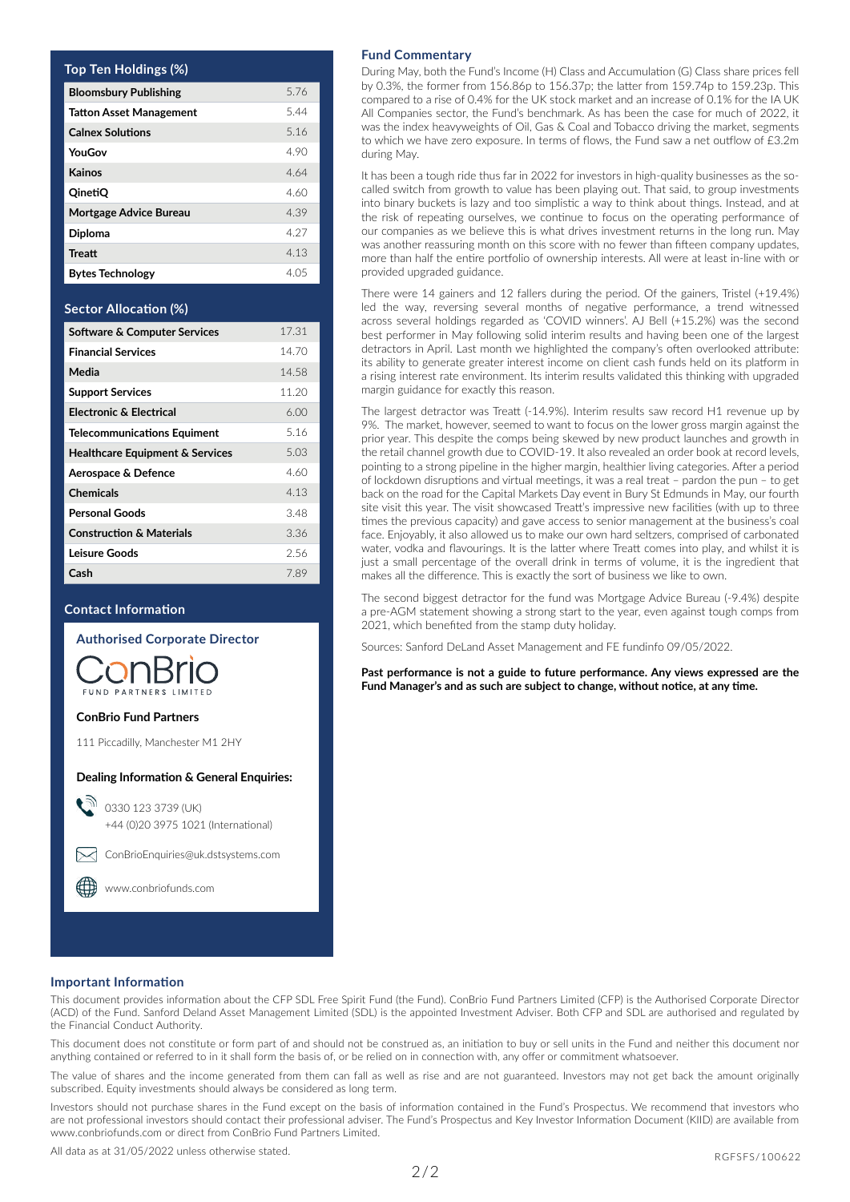## Top Ten Holdings (%)

| | |
|---|---|
| Bloomsbury Publishing | 5.76 |
| Tatton Asset Management | 5.44 |
| Calnex Solutions | 5.16 |
| YouGov | 4.90 |
| Kainos | 4.64 |
| QinetiQ | 4.60 |
| Mortgage Advice Bureau | 4.39 |
| Diploma | 4.27 |
| Treatt | 4.13 |
| Bytes Technology | 4.05 |

## Sector Allocation (%)

| | |
|---|---|
| Software & Computer Services | 17.31 |
| Financial Services | 14.70 |
| Media | 14.58 |
| Support Services | 11.20 |
| Electronic & Electrical | 6.00 |
| Telecommunications Equiment | 5.16 |
| Healthcare Equipment & Services | 5.03 |
| Aerospace & Defence | 4.60 |
| Chemicals | 4.13 |
| Personal Goods | 3.48 |
| Construction & Materials | 3.36 |
| Leisure Goods | 2.56 |
| Cash | 7.89 |

## Contact Information

### Authorised Corporate Director

ConBrio
FUND PARTNERS LIMITED

**ConBrio Fund Partners**

111 Piccadilly, Manchester M1 2HY

**Dealing Information & General Enquiries:**

0330 123 3739 (UK)
+44 (0)20 3975 1021 (International)

ConBrioEnquiries@uk.dstsystems.com

www.conbriofunds.com

## Fund Commentary

During May, both the Fund's Income (H) Class and Accumulation (G) Class share prices fell by 0.3%, the former from 156.86p to 156.37p; the latter from 159.74p to 159.23p. This compared to a rise of 0.4% for the UK stock market and an increase of 0.1% for the IA UK All Companies sector, the Fund's benchmark. As has been the case for much of 2022, it was the index heavyweights of Oil, Gas & Coal and Tobacco driving the market, segments to which we have zero exposure. In terms of flows, the Fund saw a net outflow of £3.2m during May.

It has been a tough ride thus far in 2022 for investors in high-quality businesses as the so-called switch from growth to value has been playing out. That said, to group investments into binary buckets is lazy and too simplistic a way to think about things. Instead, and at the risk of repeating ourselves, we continue to focus on the operating performance of our companies as we believe this is what drives investment returns in the long run. May was another reassuring month on this score with no fewer than fifteen company updates, more than half the entire portfolio of ownership interests. All were at least in-line with or provided upgraded guidance.

There were 14 gainers and 12 fallers during the period. Of the gainers, Tristel (+19.4%) led the way, reversing several months of negative performance, a trend witnessed across several holdings regarded as 'COVID winners'. AJ Bell (+15.2%) was the second best performer in May following solid interim results and having been one of the largest detractors in April. Last month we highlighted the company's often overlooked attribute: its ability to generate greater interest income on client cash funds held on its platform in a rising interest rate environment. Its interim results validated this thinking with upgraded margin guidance for exactly this reason.

The largest detractor was Treatt (-14.9%). Interim results saw record H1 revenue up by 9%. The market, however, seemed to want to focus on the lower gross margin against the prior year. This despite the comps being skewed by new product launches and growth in the retail channel growth due to COVID-19. It also revealed an order book at record levels, pointing to a strong pipeline in the higher margin, healthier living categories. After a period of lockdown disruptions and virtual meetings, it was a real treat – pardon the pun – to get back on the road for the Capital Markets Day event in Bury St Edmunds in May, our fourth site visit this year. The visit showcased Treatt's impressive new facilities (with up to three times the previous capacity) and gave access to senior management at the business's coal face. Enjoyably, it also allowed us to make our own hard seltzers, comprised of carbonated water, vodka and flavourings. It is the latter where Treatt comes into play, and whilst it is just a small percentage of the overall drink in terms of volume, it is the ingredient that makes all the difference. This is exactly the sort of business we like to own.

The second biggest detractor for the fund was Mortgage Advice Bureau (-9.4%) despite a pre-AGM statement showing a strong start to the year, even against tough comps from 2021, which benefited from the stamp duty holiday.

Sources: Sanford DeLand Asset Management and FE fundinfo 09/05/2022.

**Past performance is not a guide to future performance. Any views expressed are the Fund Manager's and as such are subject to change, without notice, at any time.**

## Important Information

This document provides information about the CFP SDL Free Spirit Fund (the Fund). ConBrio Fund Partners Limited (CFP) is the Authorised Corporate Director (ACD) of the Fund. Sanford Deland Asset Management Limited (SDL) is the appointed Investment Adviser. Both CFP and SDL are authorised and regulated by the Financial Conduct Authority.

This document does not constitute or form part of and should not be construed as, an initiation to buy or sell units in the Fund and neither this document nor anything contained or referred to in it shall form the basis of, or be relied on in connection with, any offer or commitment whatsoever.

The value of shares and the income generated from them can fall as well as rise and are not guaranteed. Investors may not get back the amount originally subscribed. Equity investments should always be considered as long term.

Investors should not purchase shares in the Fund except on the basis of information contained in the Fund's Prospectus. We recommend that investors who are not professional investors should contact their professional adviser. The Fund's Prospectus and Key Investor Information Document (KIID) are available from www.conbriofunds.com or direct from ConBrio Fund Partners Limited.

All data as at 31/05/2022 unless otherwise stated.

RGFSFS/100622